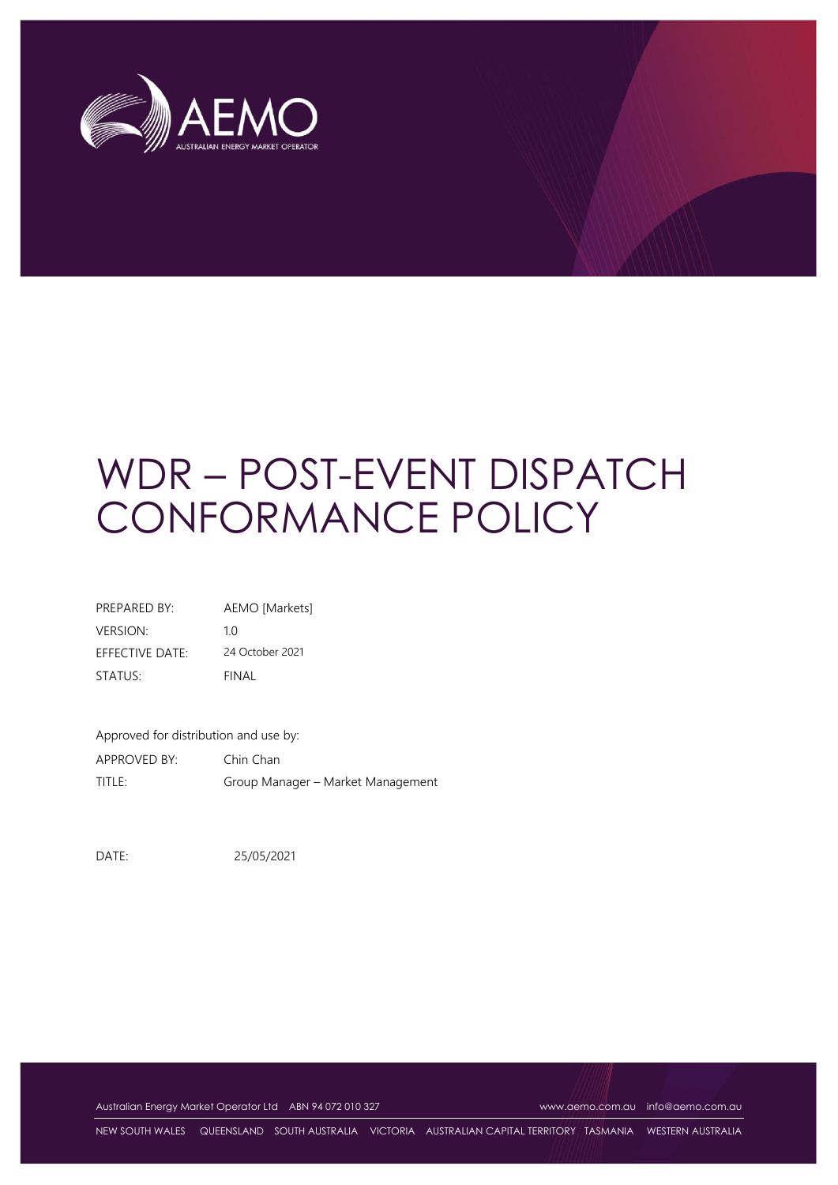# WDR – POST-EVENT DISPATCH CONFORMANCE POLICY

| | |
|---|---|
| PREPARED BY: | AEMO [Markets] |
| VERSION: | 1.0 |
| EFFECTIVE DATE: | 24 October 2021 |
| STATUS: | FINAL |

Approved for distribution and use by:

| | |
|---|---|
| APPROVED BY: | Chin Chan |
| TITLE: | Group Manager – Market Management |

DATE: 25/05/2021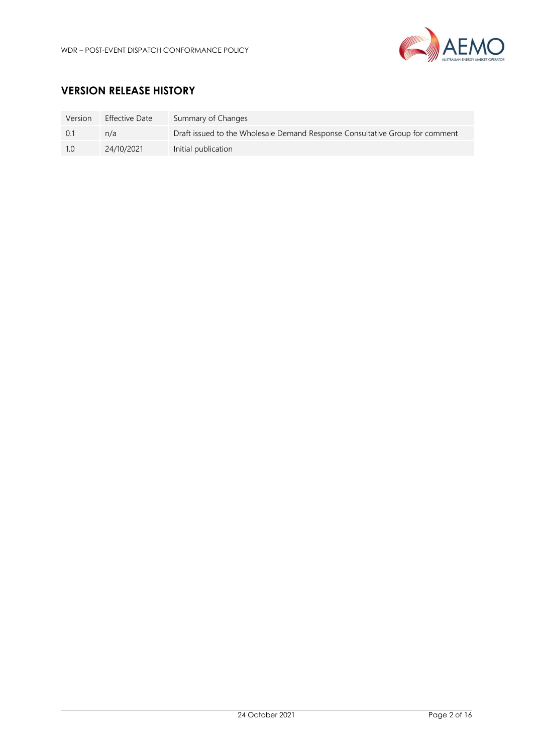## VERSION RELEASE HISTORY

| Version | Effective Date | Summary of Changes |
| --- | --- | --- |
| 0.1 | n/a | Draft issued to the Wholesale Demand Response Consultative Group for comment |
| 1.0 | 24/10/2021 | Initial publication |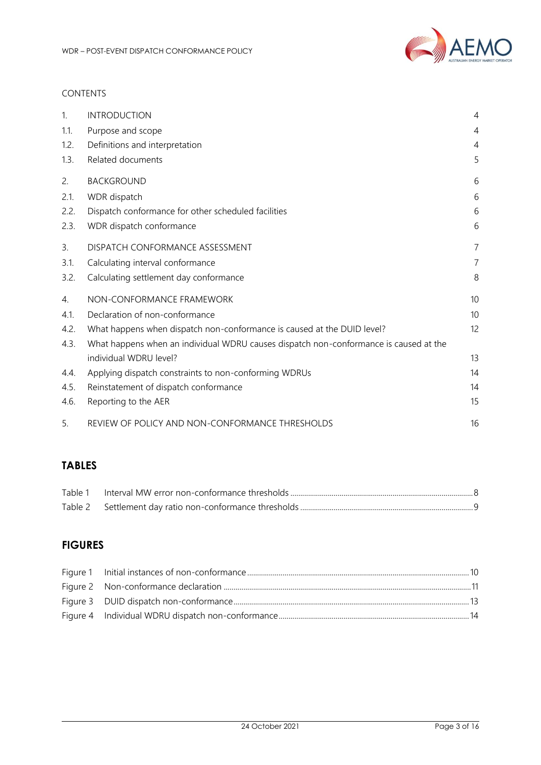CONTENTS

| | | |
|---|---|---|
| 1. | INTRODUCTION | 4 |
| 1.1. | Purpose and scope | 4 |
| 1.2. | Definitions and interpretation | 4 |
| 1.3. | Related documents | 5 |
| 2. | BACKGROUND | 6 |
| 2.1. | WDR dispatch | 6 |
| 2.2. | Dispatch conformance for other scheduled facilities | 6 |
| 2.3. | WDR dispatch conformance | 6 |
| 3. | DISPATCH CONFORMANCE ASSESSMENT | 7 |
| 3.1. | Calculating interval conformance | 7 |
| 3.2. | Calculating settlement day conformance | 8 |
| 4. | NON-CONFORMANCE FRAMEWORK | 10 |
| 4.1. | Declaration of non-conformance | 10 |
| 4.2. | What happens when dispatch non-conformance is caused at the DUID level? | 12 |
| 4.3. | What happens when an individual WDRU causes dispatch non-conformance is caused at the individual WDRU level? | 13 |
| 4.4. | Applying dispatch constraints to non-conforming WDRUs | 14 |
| 4.5. | Reinstatement of dispatch conformance | 14 |
| 4.6. | Reporting to the AER | 15 |
| 5. | REVIEW OF POLICY AND NON-CONFORMANCE THRESHOLDS | 16 |

## TABLES

| | | |
|---|---|---|
| Table 1 | Interval MW error non-conformance thresholds | 8 |
| Table 2 | Settlement day ratio non-conformance thresholds | 9 |

## FIGURES

| | | |
|---|---|---|
| Figure 1 | Initial instances of non-conformance | 10 |
| Figure 2 | Non-conformance declaration | 11 |
| Figure 3 | DUID dispatch non-conformance | 13 |
| Figure 4 | Individual WDRU dispatch non-conformance | 14 |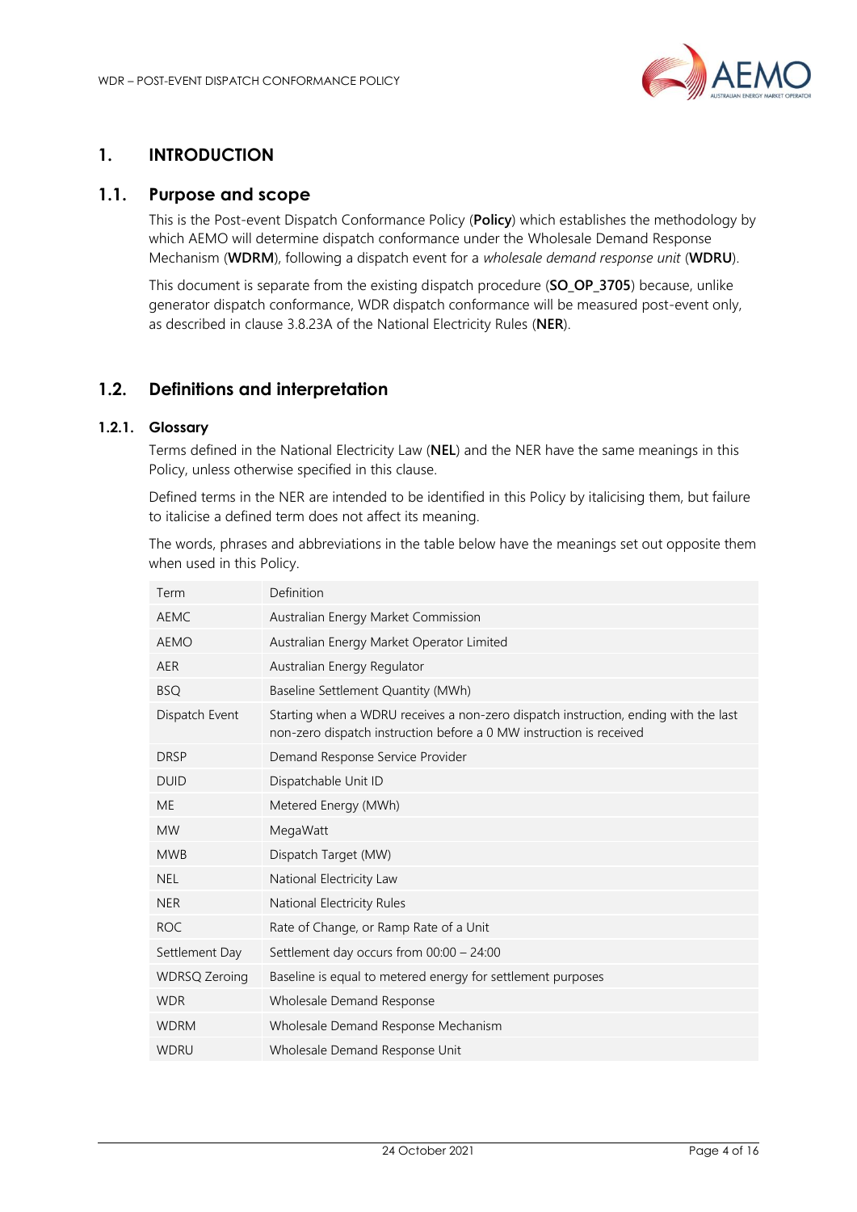# 1. INTRODUCTION

## 1.1. Purpose and scope

This is the Post-event Dispatch Conformance Policy (**Policy**) which establishes the methodology by which AEMO will determine dispatch conformance under the Wholesale Demand Response Mechanism (**WDRM**), following a dispatch event for a *wholesale demand response unit* (**WDRU**).

This document is separate from the existing dispatch procedure (**SO_OP_3705**) because, unlike generator dispatch conformance, WDR dispatch conformance will be measured post-event only, as described in clause 3.8.23A of the National Electricity Rules (**NER**).

## 1.2. Definitions and interpretation

### 1.2.1. Glossary

Terms defined in the National Electricity Law (**NEL**) and the NER have the same meanings in this Policy, unless otherwise specified in this clause.

Defined terms in the NER are intended to be identified in this Policy by italicising them, but failure to italicise a defined term does not affect its meaning.

The words, phrases and abbreviations in the table below have the meanings set out opposite them when used in this Policy.

| Term | Definition |
|---|---|
| AEMC | Australian Energy Market Commission |
| AEMO | Australian Energy Market Operator Limited |
| AER | Australian Energy Regulator |
| BSQ | Baseline Settlement Quantity (MWh) |
| Dispatch Event | Starting when a WDRU receives a non-zero dispatch instruction, ending with the last non-zero dispatch instruction before a 0 MW instruction is received |
| DRSP | Demand Response Service Provider |
| DUID | Dispatchable Unit ID |
| ME | Metered Energy (MWh) |
| MW | MegaWatt |
| MWB | Dispatch Target (MW) |
| NEL | National Electricity Law |
| NER | National Electricity Rules |
| ROC | Rate of Change, or Ramp Rate of a Unit |
| Settlement Day | Settlement day occurs from 00:00 – 24:00 |
| WDRSQ Zeroing | Baseline is equal to metered energy for settlement purposes |
| WDR | Wholesale Demand Response |
| WDRM | Wholesale Demand Response Mechanism |
| WDRU | Wholesale Demand Response Unit |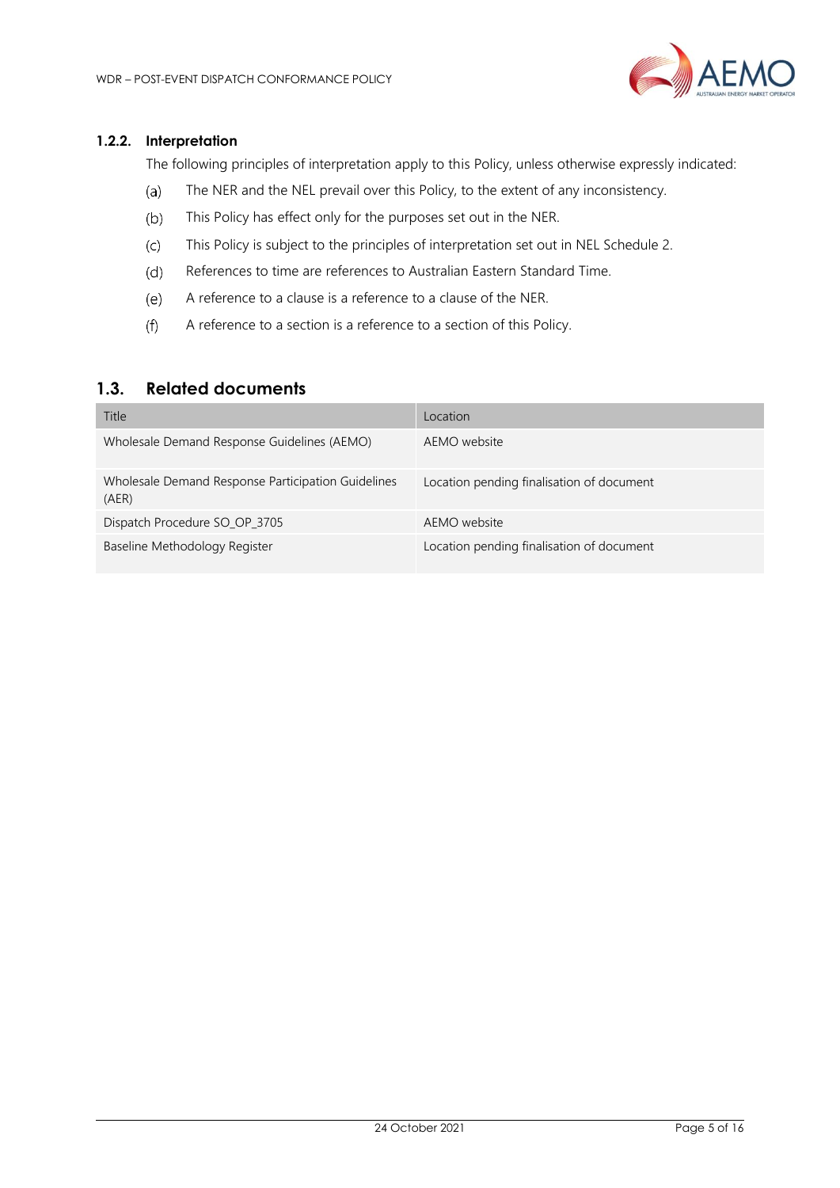### 1.2.2. Interpretation

The following principles of interpretation apply to this Policy, unless otherwise expressly indicated:

(a) The NER and the NEL prevail over this Policy, to the extent of any inconsistency.

(b) This Policy has effect only for the purposes set out in the NER.

(c) This Policy is subject to the principles of interpretation set out in NEL Schedule 2.

(d) References to time are references to Australian Eastern Standard Time.

(e) A reference to a clause is a reference to a clause of the NER.

(f) A reference to a section is a reference to a section of this Policy.

## 1.3. Related documents

| Title | Location |
| --- | --- |
| Wholesale Demand Response Guidelines (AEMO) | AEMO website |
| Wholesale Demand Response Participation Guidelines (AER) | Location pending finalisation of document |
| Dispatch Procedure SO_OP_3705 | AEMO website |
| Baseline Methodology Register | Location pending finalisation of document |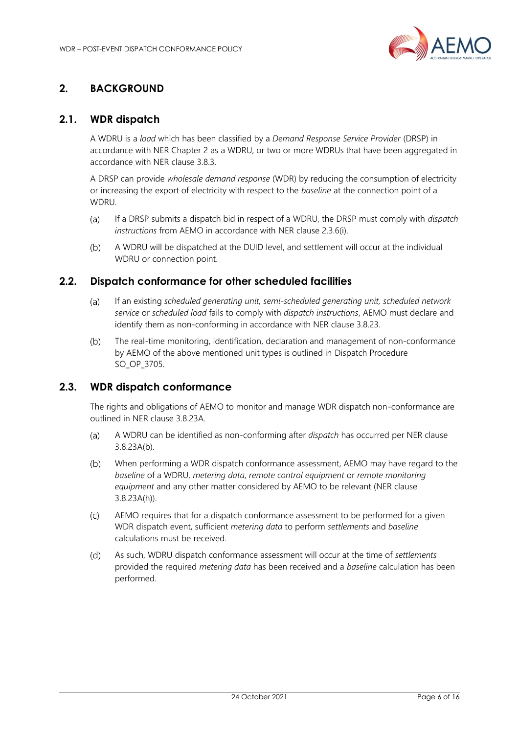## 2. BACKGROUND

### 2.1. WDR dispatch

A WDRU is a *load* which has been classified by a *Demand Response Service Provider* (DRSP) in accordance with NER Chapter 2 as a WDRU, or two or more WDRUs that have been aggregated in accordance with NER clause 3.8.3.

A DRSP can provide *wholesale demand response* (WDR) by reducing the consumption of electricity or increasing the export of electricity with respect to the *baseline* at the connection point of a WDRU.

(a) If a DRSP submits a dispatch bid in respect of a WDRU, the DRSP must comply with *dispatch instructions* from AEMO in accordance with NER clause 2.3.6(i).

(b) A WDRU will be dispatched at the DUID level, and settlement will occur at the individual WDRU or connection point.

### 2.2. Dispatch conformance for other scheduled facilities

(a) If an existing *scheduled generating unit, semi-scheduled generating unit, scheduled network service* or *scheduled load* fails to comply with *dispatch instructions*, AEMO must declare and identify them as non-conforming in accordance with NER clause 3.8.23.

(b) The real-time monitoring, identification, declaration and management of non-conformance by AEMO of the above mentioned unit types is outlined in Dispatch Procedure SO_OP_3705.

### 2.3. WDR dispatch conformance

The rights and obligations of AEMO to monitor and manage WDR dispatch non-conformance are outlined in NER clause 3.8.23A.

(a) A WDRU can be identified as non-conforming after *dispatch* has occurred per NER clause 3.8.23A(b).

(b) When performing a WDR dispatch conformance assessment, AEMO may have regard to the *baseline* of a WDRU, *metering data*, *remote control equipment* or *remote monitoring equipment* and any other matter considered by AEMO to be relevant (NER clause 3.8.23A(h)).

(c) AEMO requires that for a dispatch conformance assessment to be performed for a given WDR dispatch event, sufficient *metering data* to perform *settlements* and *baseline* calculations must be received.

(d) As such, WDRU dispatch conformance assessment will occur at the time of *settlements* provided the required *metering data* has been received and a *baseline* calculation has been performed.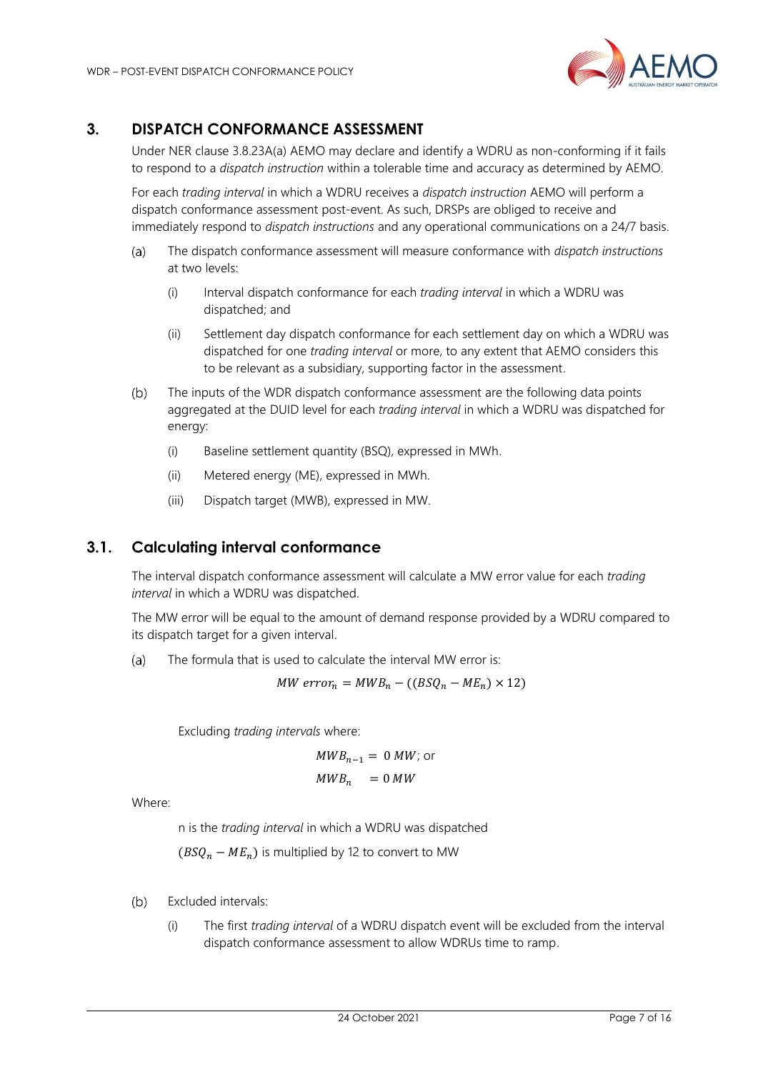## 3. DISPATCH CONFORMANCE ASSESSMENT

Under NER clause 3.8.23A(a) AEMO may declare and identify a WDRU as non-conforming if it fails to respond to a *dispatch instruction* within a tolerable time and accuracy as determined by AEMO.

For each *trading interval* in which a WDRU receives a *dispatch instruction* AEMO will perform a dispatch conformance assessment post-event. As such, DRSPs are obliged to receive and immediately respond to *dispatch instructions* and any operational communications on a 24/7 basis.

(a) The dispatch conformance assessment will measure conformance with *dispatch instructions* at two levels:

  (i) Interval dispatch conformance for each *trading interval* in which a WDRU was dispatched; and

  (ii) Settlement day dispatch conformance for each settlement day on which a WDRU was dispatched for one *trading interval* or more, to any extent that AEMO considers this to be relevant as a subsidiary, supporting factor in the assessment.

(b) The inputs of the WDR dispatch conformance assessment are the following data points aggregated at the DUID level for each *trading interval* in which a WDRU was dispatched for energy:

  (i) Baseline settlement quantity (BSQ), expressed in MWh.

  (ii) Metered energy (ME), expressed in MWh.

  (iii) Dispatch target (MWB), expressed in MW.

### 3.1. Calculating interval conformance

The interval dispatch conformance assessment will calculate a MW error value for each *trading interval* in which a WDRU was dispatched.

The MW error will be equal to the amount of demand response provided by a WDRU compared to its dispatch target for a given interval.

(a) The formula that is used to calculate the interval MW error is:

$$MW\ error_n = MWB_n - ((BSQ_n - ME_n) \times 12)$$

Excluding *trading intervals* where:

$$MWB_{n-1} = 0\ MW;\ \text{or}$$

$$MWB_n = 0\ MW$$

Where:

n is the *trading interval* in which a WDRU was dispatched

$(BSQ_n - ME_n)$ is multiplied by 12 to convert to MW

(b) Excluded intervals:

  (i) The first *trading interval* of a WDRU dispatch event will be excluded from the interval dispatch conformance assessment to allow WDRUs time to ramp.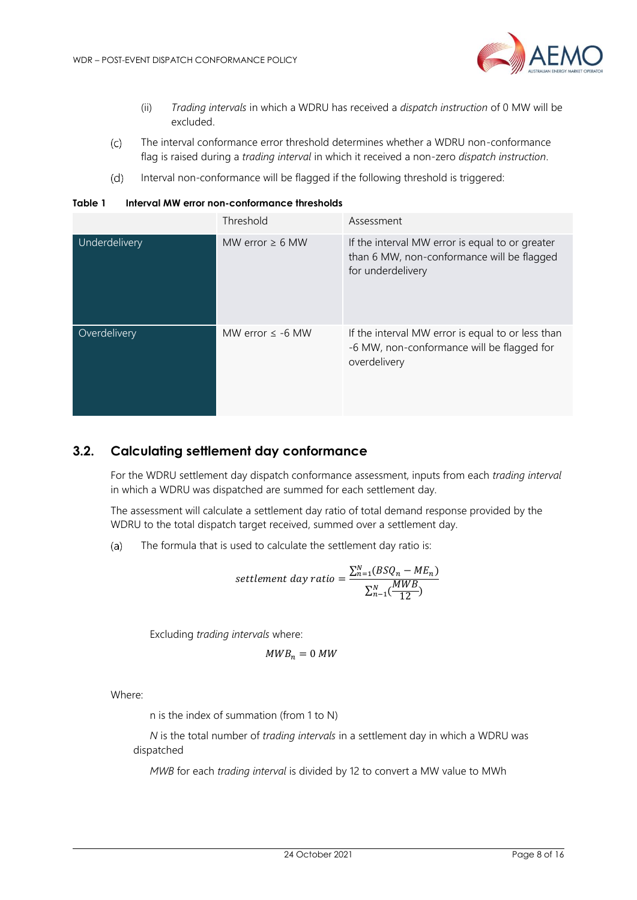(ii) *Trading intervals* in which a WDRU has received a *dispatch instruction* of 0 MW will be excluded.

(c) The interval conformance error threshold determines whether a WDRU non-conformance flag is raised during a *trading interval* in which it received a non-zero *dispatch instruction*.

(d) Interval non-conformance will be flagged if the following threshold is triggered:

**Table 1 Interval MW error non-conformance thresholds**

| | Threshold | Assessment |
|---|---|---|
| Underdelivery | MW error ≥ 6 MW | If the interval MW error is equal to or greater than 6 MW, non-conformance will be flagged for underdelivery |
| Overdelivery | MW error ≤ -6 MW | If the interval MW error is equal to or less than -6 MW, non-conformance will be flagged for overdelivery |

## 3.2. Calculating settlement day conformance

For the WDRU settlement day dispatch conformance assessment, inputs from each *trading interval* in which a WDRU was dispatched are summed for each settlement day.

The assessment will calculate a settlement day ratio of total demand response provided by the WDRU to the total dispatch target received, summed over a settlement day.

(a) The formula that is used to calculate the settlement day ratio is:

$$settlement\ day\ ratio = \frac{\sum_{n=1}^{N}(BSQ_n - ME_n)}{\sum_{n-1}^{N}(\frac{MWB}{12})}$$

Excluding *trading intervals* where:

$$MWB_n = 0\ MW$$

Where:

n is the index of summation (from 1 to N)

*N* is the total number of *trading intervals* in a settlement day in which a WDRU was dispatched

*MWB* for each *trading interval* is divided by 12 to convert a MW value to MWh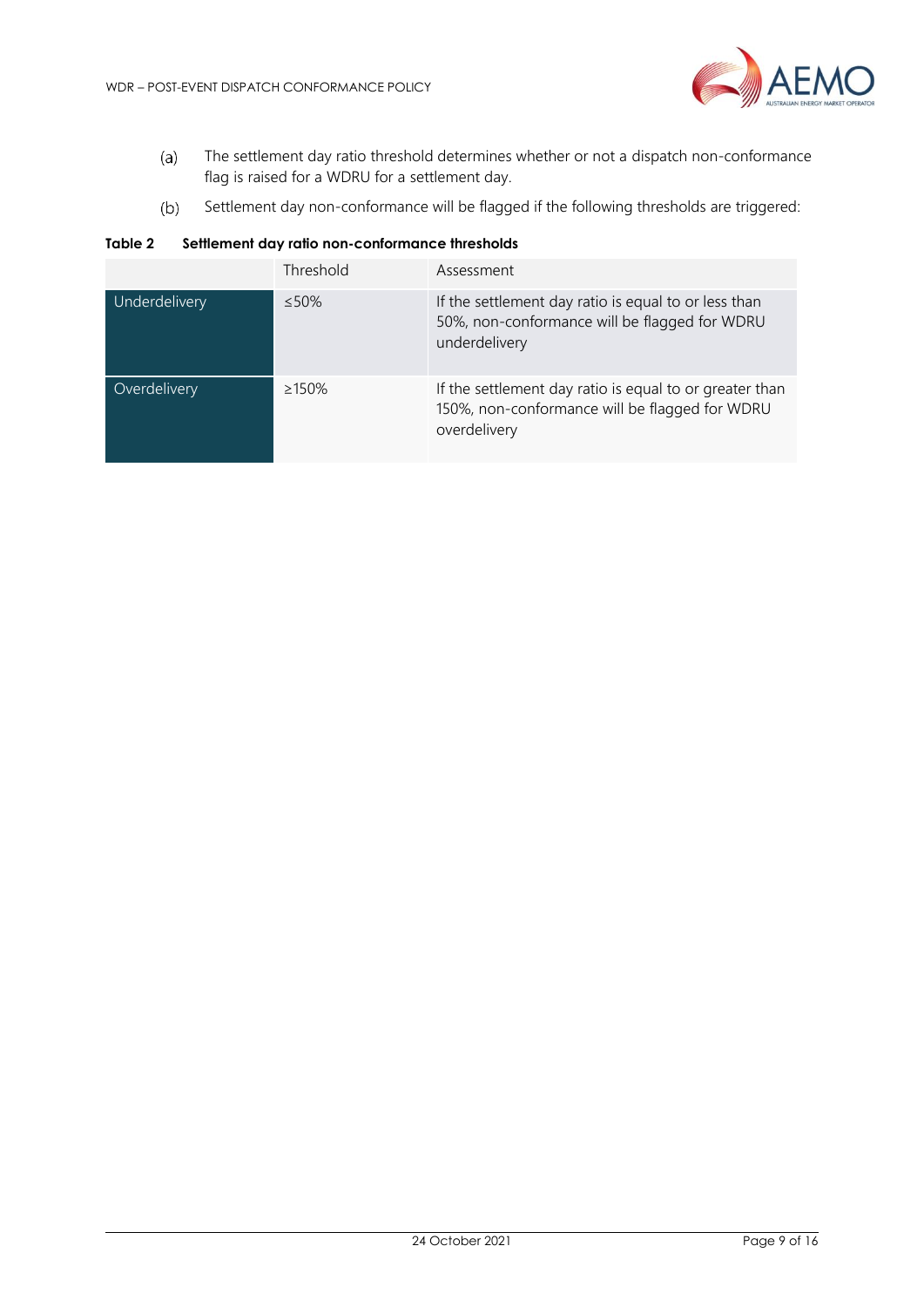(a) The settlement day ratio threshold determines whether or not a dispatch non-conformance flag is raised for a WDRU for a settlement day.

(b) Settlement day non-conformance will be flagged if the following thresholds are triggered:

**Table 2 Settlement day ratio non-conformance thresholds**

| | Threshold | Assessment |
|---|---|---|
| Underdelivery | ≤50% | If the settlement day ratio is equal to or less than 50%, non-conformance will be flagged for WDRU underdelivery |
| Overdelivery | ≥150% | If the settlement day ratio is equal to or greater than 150%, non-conformance will be flagged for WDRU overdelivery |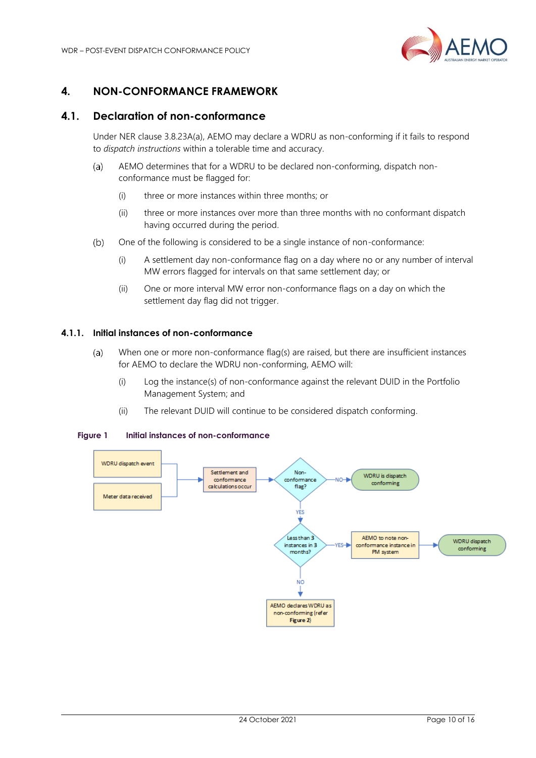# 4. NON-CONFORMANCE FRAMEWORK

## 4.1. Declaration of non-conformance

Under NER clause 3.8.23A(a), AEMO may declare a WDRU as non-conforming if it fails to respond to *dispatch instructions* within a tolerable time and accuracy.

(a) AEMO determines that for a WDRU to be declared non-conforming, dispatch non-conformance must be flagged for:

  (i) three or more instances within three months; or

  (ii) three or more instances over more than three months with no conformant dispatch having occurred during the period.

(b) One of the following is considered to be a single instance of non-conformance:

  (i) A settlement day non-conformance flag on a day where no or any number of interval MW errors flagged for intervals on that same settlement day; or

  (ii) One or more interval MW error non-conformance flags on a day on which the settlement day flag did not trigger.

### 4.1.1. Initial instances of non-conformance

(a) When one or more non-conformance flag(s) are raised, but there are insufficient instances for AEMO to declare the WDRU non-conforming, AEMO will:

  (i) Log the instance(s) of non-conformance against the relevant DUID in the Portfolio Management System; and

  (ii) The relevant DUID will continue to be considered dispatch conforming.

**Figure 1 Initial instances of non-conformance**

WDRU dispatch event

Meter data received

Settlement and conformance calculations occur

Non-conformance flag?

NO → WDRU is dispatch conforming

YES → Less than 3 instances in 3 months?

YES → AEMO to note non-conformance instance in PM system → WDRU dispatch conforming

NO → AEMO declares WDRU as non-conforming (refer Figure 2)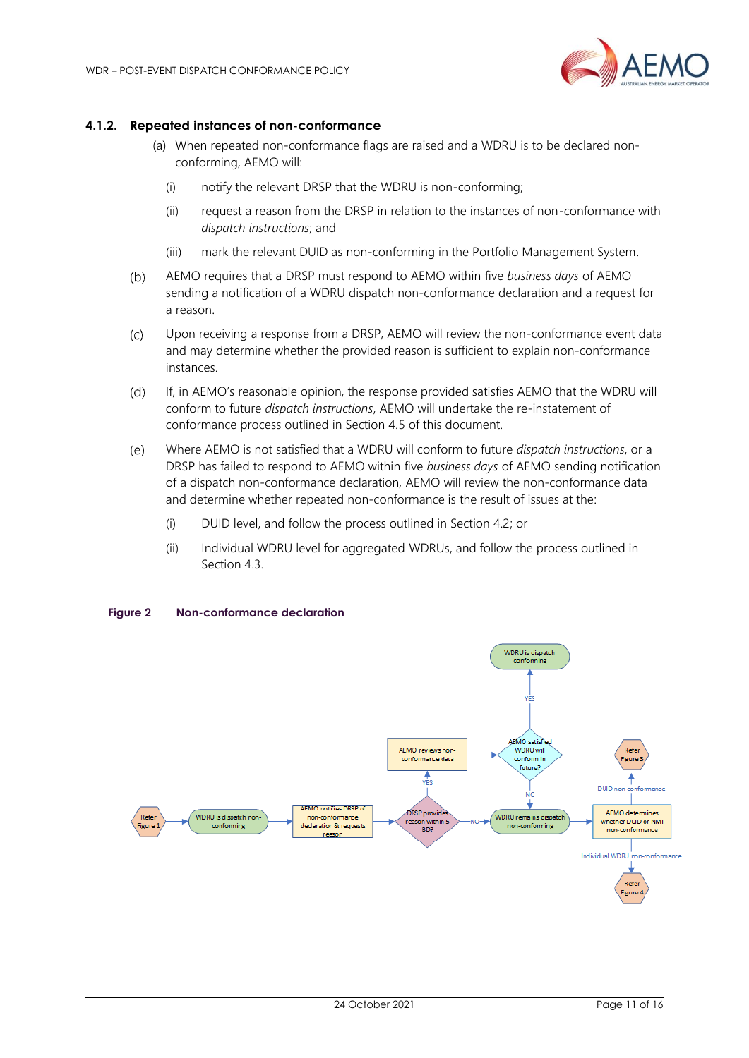### 4.1.2. Repeated instances of non-conformance

(a) When repeated non-conformance flags are raised and a WDRU is to be declared non-conforming, AEMO will:

(i) notify the relevant DRSP that the WDRU is non-conforming;

(ii) request a reason from the DRSP in relation to the instances of non-conformance with *dispatch instructions*; and

(iii) mark the relevant DUID as non-conforming in the Portfolio Management System.

(b) AEMO requires that a DRSP must respond to AEMO within five *business days* of AEMO sending a notification of a WDRU dispatch non-conformance declaration and a request for a reason.

(c) Upon receiving a response from a DRSP, AEMO will review the non-conformance event data and may determine whether the provided reason is sufficient to explain non-conformance instances.

(d) If, in AEMO's reasonable opinion, the response provided satisfies AEMO that the WDRU will conform to future *dispatch instructions*, AEMO will undertake the re-instatement of conformance process outlined in Section 4.5 of this document.

(e) Where AEMO is not satisfied that a WDRU will conform to future *dispatch instructions*, or a DRSP has failed to respond to AEMO within five *business days* of AEMO sending notification of a dispatch non-conformance declaration, AEMO will review the non-conformance data and determine whether repeated non-conformance is the result of issues at the:

(i) DUID level, and follow the process outlined in Section 4.2; or

(ii) Individual WDRU level for aggregated WDRUs, and follow the process outlined in Section 4.3.

**Figure 2 Non-conformance declaration**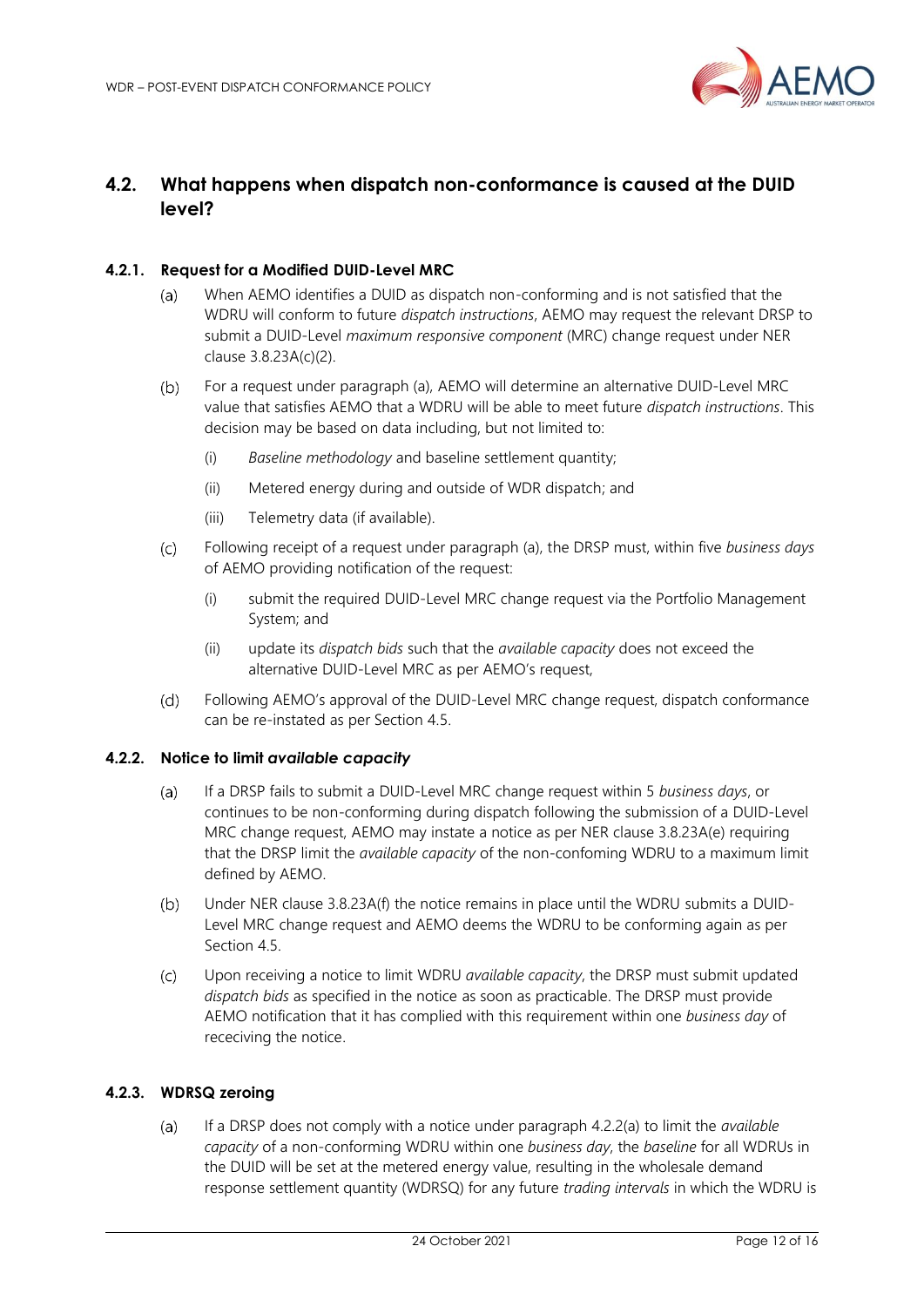## 4.2. What happens when dispatch non-conformance is caused at the DUID level?

### 4.2.1. Request for a Modified DUID-Level MRC

(a) When AEMO identifies a DUID as dispatch non-conforming and is not satisfied that the WDRU will conform to future *dispatch instructions*, AEMO may request the relevant DRSP to submit a DUID-Level *maximum responsive component* (MRC) change request under NER clause 3.8.23A(c)(2).

(b) For a request under paragraph (a), AEMO will determine an alternative DUID-Level MRC value that satisfies AEMO that a WDRU will be able to meet future *dispatch instructions*. This decision may be based on data including, but not limited to:

  (i) *Baseline methodology* and baseline settlement quantity;

  (ii) Metered energy during and outside of WDR dispatch; and

  (iii) Telemetry data (if available).

(c) Following receipt of a request under paragraph (a), the DRSP must, within five *business days* of AEMO providing notification of the request:

  (i) submit the required DUID-Level MRC change request via the Portfolio Management System; and

  (ii) update its *dispatch bids* such that the *available capacity* does not exceed the alternative DUID-Level MRC as per AEMO's request,

(d) Following AEMO's approval of the DUID-Level MRC change request, dispatch conformance can be re-instated as per Section 4.5.

### 4.2.2. Notice to limit *available capacity*

(a) If a DRSP fails to submit a DUID-Level MRC change request within 5 *business days*, or continues to be non-conforming during dispatch following the submission of a DUID-Level MRC change request, AEMO may instate a notice as per NER clause 3.8.23A(e) requiring that the DRSP limit the *available capacity* of the non-confoming WDRU to a maximum limit defined by AEMO.

(b) Under NER clause 3.8.23A(f) the notice remains in place until the WDRU submits a DUID-Level MRC change request and AEMO deems the WDRU to be conforming again as per Section 4.5.

(c) Upon receiving a notice to limit WDRU *available capacity*, the DRSP must submit updated *dispatch bids* as specified in the notice as soon as practicable. The DRSP must provide AEMO notification that it has complied with this requirement within one *business day* of receciving the notice.

### 4.2.3. WDRSQ zeroing

(a) If a DRSP does not comply with a notice under paragraph 4.2.2(a) to limit the *available capacity* of a non-conforming WDRU within one *business day*, the *baseline* for all WDRUs in the DUID will be set at the metered energy value, resulting in the wholesale demand response settlement quantity (WDRSQ) for any future *trading intervals* in which the WDRU is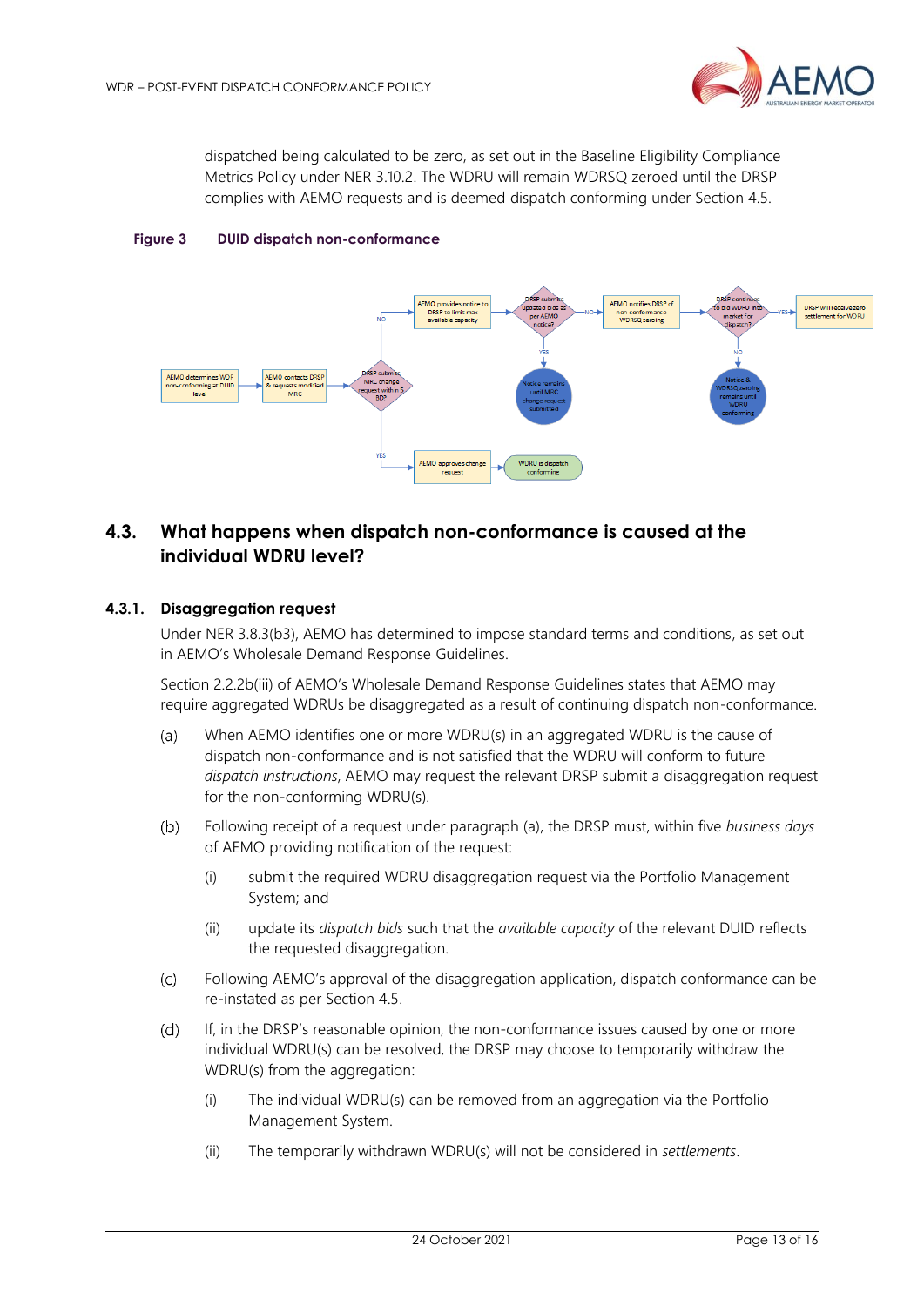dispatched being calculated to be zero, as set out in the Baseline Eligibility Compliance Metrics Policy under NER 3.10.2. The WDRU will remain WDRSQ zeroed until the DRSP complies with AEMO requests and is deemed dispatch conforming under Section 4.5.

**Figure 3 DUID dispatch non-conformance**

## 4.3. What happens when dispatch non-conformance is caused at the individual WDRU level?

### 4.3.1. Disaggregation request

Under NER 3.8.3(b3), AEMO has determined to impose standard terms and conditions, as set out in AEMO's Wholesale Demand Response Guidelines.

Section 2.2.2b(iii) of AEMO's Wholesale Demand Response Guidelines states that AEMO may require aggregated WDRUs be disaggregated as a result of continuing dispatch non-conformance.

(a) When AEMO identifies one or more WDRU(s) in an aggregated WDRU is the cause of dispatch non-conformance and is not satisfied that the WDRU will conform to future *dispatch instructions*, AEMO may request the relevant DRSP submit a disaggregation request for the non-conforming WDRU(s).

(b) Following receipt of a request under paragraph (a), the DRSP must, within five *business days* of AEMO providing notification of the request:

  (i) submit the required WDRU disaggregation request via the Portfolio Management System; and

  (ii) update its *dispatch bids* such that the *available capacity* of the relevant DUID reflects the requested disaggregation.

(c) Following AEMO's approval of the disaggregation application, dispatch conformance can be re-instated as per Section 4.5.

(d) If, in the DRSP's reasonable opinion, the non-conformance issues caused by one or more individual WDRU(s) can be resolved, the DRSP may choose to temporarily withdraw the WDRU(s) from the aggregation:

  (i) The individual WDRU(s) can be removed from an aggregation via the Portfolio Management System.

  (ii) The temporarily withdrawn WDRU(s) will not be considered in *settlements*.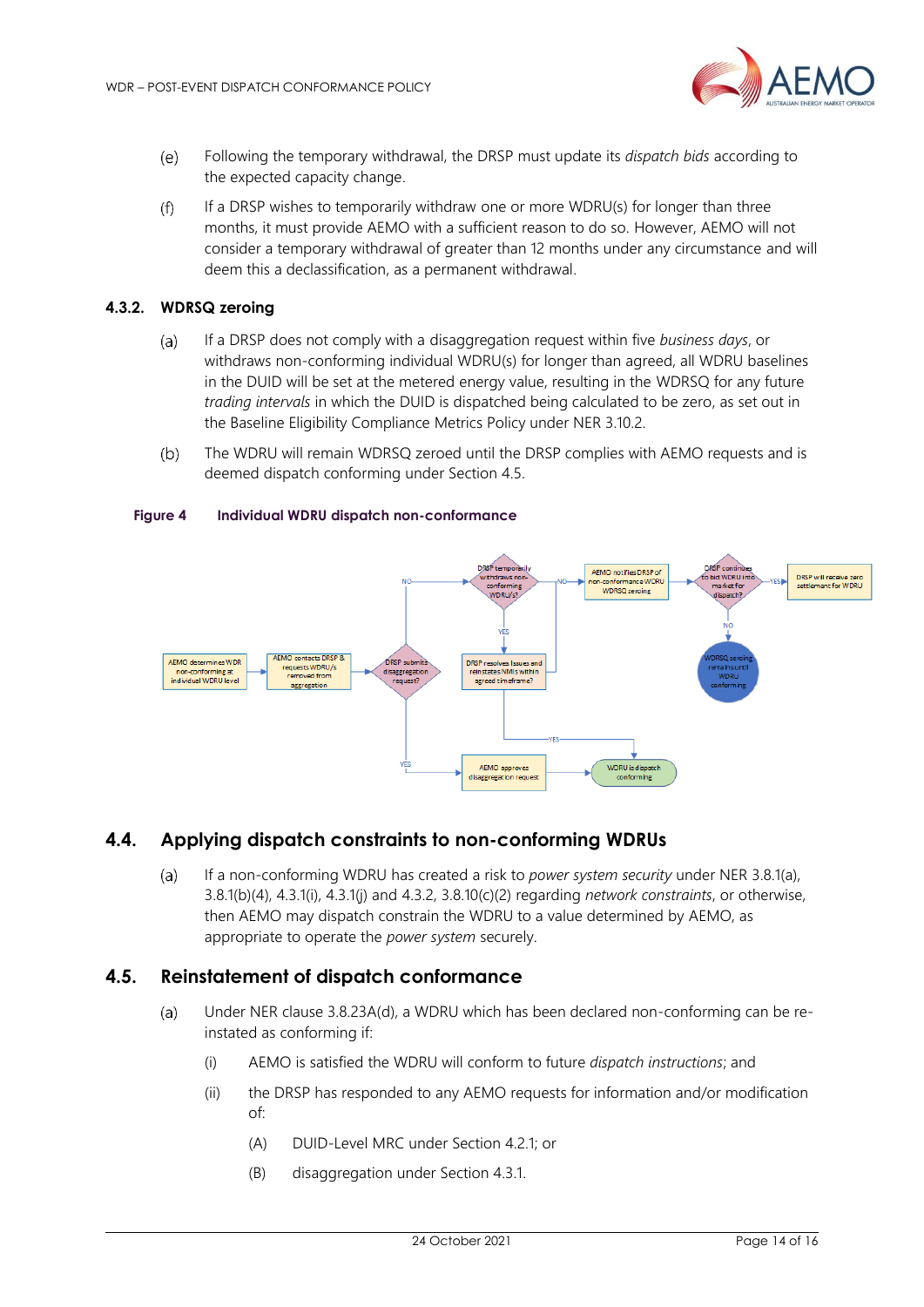(e) Following the temporary withdrawal, the DRSP must update its *dispatch bids* according to the expected capacity change.

(f) If a DRSP wishes to temporarily withdraw one or more WDRU(s) for longer than three months, it must provide AEMO with a sufficient reason to do so. However, AEMO will not consider a temporary withdrawal of greater than 12 months under any circumstance and will deem this a declassification, as a permanent withdrawal.

### 4.3.2. WDRSQ zeroing

(a) If a DRSP does not comply with a disaggregation request within five *business days*, or withdraws non-conforming individual WDRU(s) for longer than agreed, all WDRU baselines in the DUID will be set at the metered energy value, resulting in the WDRSQ for any future *trading intervals* in which the DUID is dispatched being calculated to be zero, as set out in the Baseline Eligibility Compliance Metrics Policy under NER 3.10.2.

(b) The WDRU will remain WDRSQ zeroed until the DRSP complies with AEMO requests and is deemed dispatch conforming under Section 4.5.

**Figure 4 Individual WDRU dispatch non-conformance**

## 4.4. Applying dispatch constraints to non-conforming WDRUs

(a) If a non-conforming WDRU has created a risk to *power system security* under NER 3.8.1(a), 3.8.1(b)(4), 4.3.1(i), 4.3.1(j) and 4.3.2, 3.8.10(c)(2) regarding *network constraints*, or otherwise, then AEMO may dispatch constrain the WDRU to a value determined by AEMO, as appropriate to operate the *power system* securely.

## 4.5. Reinstatement of dispatch conformance

(a) Under NER clause 3.8.23A(d), a WDRU which has been declared non-conforming can be re-instated as conforming if:

(i) AEMO is satisfied the WDRU will conform to future *dispatch instructions*; and

(ii) the DRSP has responded to any AEMO requests for information and/or modification of:

(A) DUID-Level MRC under Section 4.2.1; or

(B) disaggregation under Section 4.3.1.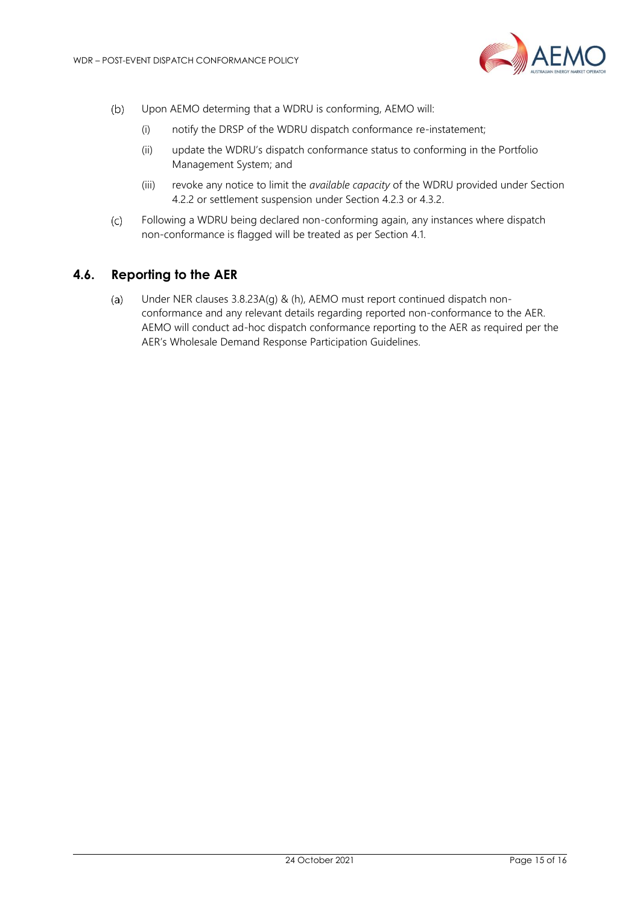(b) Upon AEMO determing that a WDRU is conforming, AEMO will:

(i) notify the DRSP of the WDRU dispatch conformance re-instatement;

(ii) update the WDRU's dispatch conformance status to conforming in the Portfolio Management System; and

(iii) revoke any notice to limit the *available capacity* of the WDRU provided under Section 4.2.2 or settlement suspension under Section 4.2.3 or 4.3.2.

(c) Following a WDRU being declared non-conforming again, any instances where dispatch non-conformance is flagged will be treated as per Section 4.1.

## 4.6. Reporting to the AER

(a) Under NER clauses 3.8.23A(g) & (h), AEMO must report continued dispatch non-conformance and any relevant details regarding reported non-conformance to the AER. AEMO will conduct ad-hoc dispatch conformance reporting to the AER as required per the AER's Wholesale Demand Response Participation Guidelines.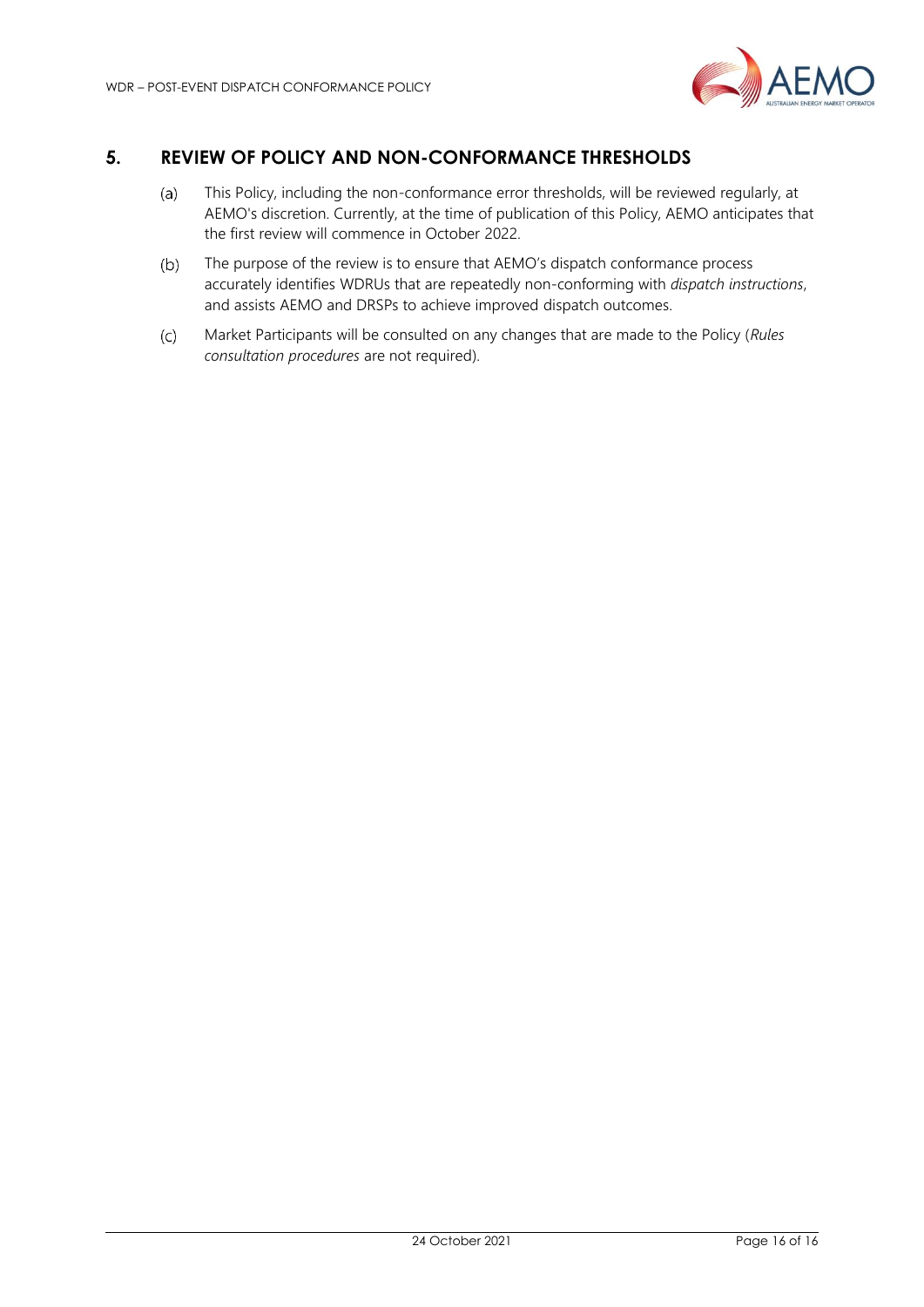## 5. REVIEW OF POLICY AND NON-CONFORMANCE THRESHOLDS

(a) This Policy, including the non-conformance error thresholds, will be reviewed regularly, at AEMO's discretion. Currently, at the time of publication of this Policy, AEMO anticipates that the first review will commence in October 2022.

(b) The purpose of the review is to ensure that AEMO's dispatch conformance process accurately identifies WDRUs that are repeatedly non-conforming with *dispatch instructions*, and assists AEMO and DRSPs to achieve improved dispatch outcomes.

(c) Market Participants will be consulted on any changes that are made to the Policy (*Rules consultation procedures* are not required).